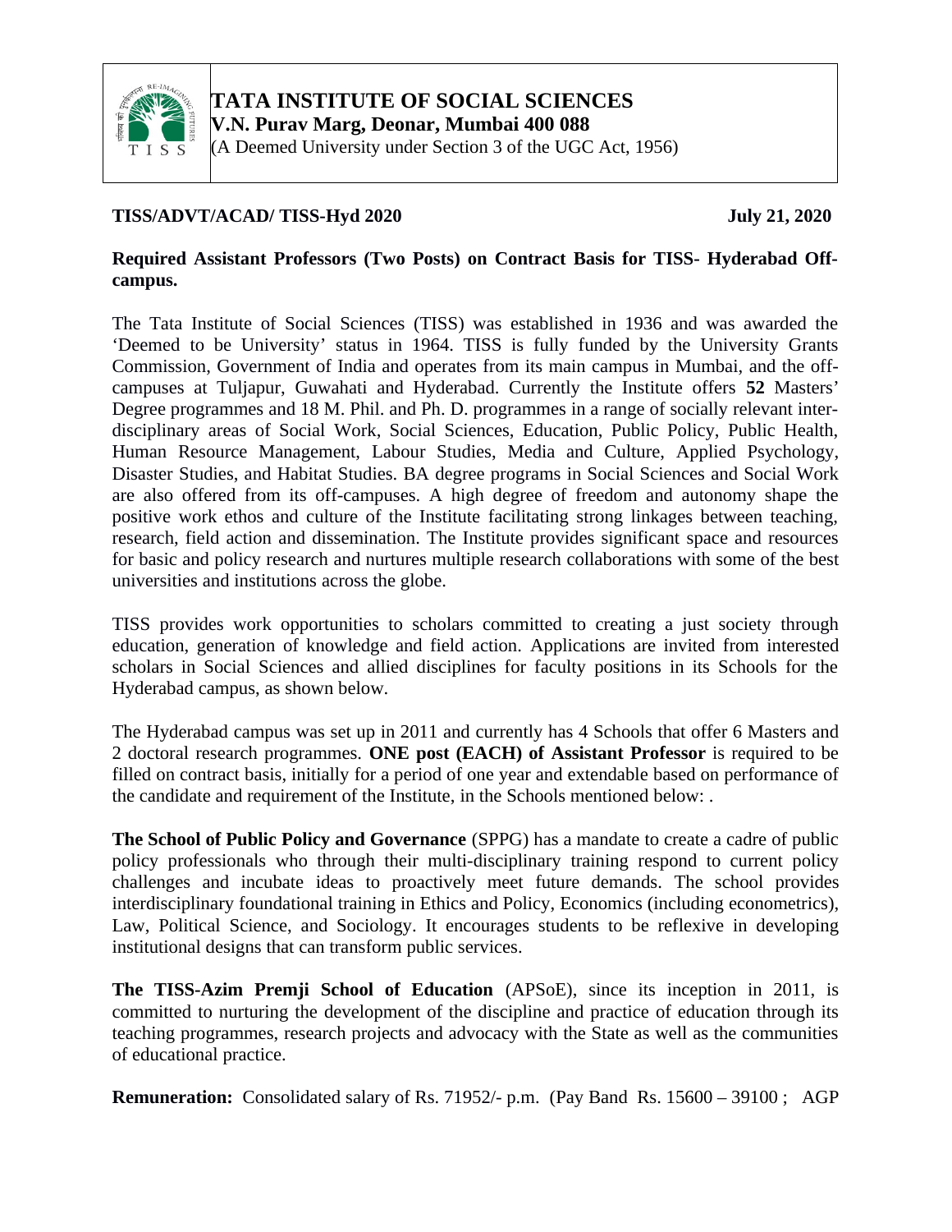# TATA INSTITUTE OF SOCIAL SCIENCES

**V.N. Purav Marg, Deonar, Mumbai 400 088**

(A Deemed University under Section 3 of the UGC Act, 1956)

**TISS/ADVT/ACAD/ TISS-Hyd 2020** **July 21, 2020**

**Required Assistant Professors (Two Posts) on Contract Basis for TISS- Hyderabad Off-campus.**

The Tata Institute of Social Sciences (TISS) was established in 1936 and was awarded the 'Deemed to be University' status in 1964. TISS is fully funded by the University Grants Commission, Government of India and operates from its main campus in Mumbai, and the off-campuses at Tuljapur, Guwahati and Hyderabad. Currently the Institute offers **52** Masters' Degree programmes and 18 M. Phil. and Ph. D. programmes in a range of socially relevant inter-disciplinary areas of Social Work, Social Sciences, Education, Public Policy, Public Health, Human Resource Management, Labour Studies, Media and Culture, Applied Psychology, Disaster Studies, and Habitat Studies. BA degree programs in Social Sciences and Social Work are also offered from its off-campuses. A high degree of freedom and autonomy shape the positive work ethos and culture of the Institute facilitating strong linkages between teaching, research, field action and dissemination. The Institute provides significant space and resources for basic and policy research and nurtures multiple research collaborations with some of the best universities and institutions across the globe.

TISS provides work opportunities to scholars committed to creating a just society through education, generation of knowledge and field action. Applications are invited from interested scholars in Social Sciences and allied disciplines for faculty positions in its Schools for the Hyderabad campus, as shown below.

The Hyderabad campus was set up in 2011 and currently has 4 Schools that offer 6 Masters and 2 doctoral research programmes. **ONE post (EACH) of Assistant Professor** is required to be filled on contract basis, initially for a period of one year and extendable based on performance of the candidate and requirement of the Institute, in the Schools mentioned below: .

**The School of Public Policy and Governance** (SPPG) has a mandate to create a cadre of public policy professionals who through their multi-disciplinary training respond to current policy challenges and incubate ideas to proactively meet future demands. The school provides interdisciplinary foundational training in Ethics and Policy, Economics (including econometrics), Law, Political Science, and Sociology. It encourages students to be reflexive in developing institutional designs that can transform public services.

**The TISS-Azim Premji School of Education** (APSoE), since its inception in 2011, is committed to nurturing the development of the discipline and practice of education through its teaching programmes, research projects and advocacy with the State as well as the communities of educational practice.

**Remuneration:** Consolidated salary of Rs. 71952/- p.m. (Pay Band Rs. 15600 – 39100 ; AGP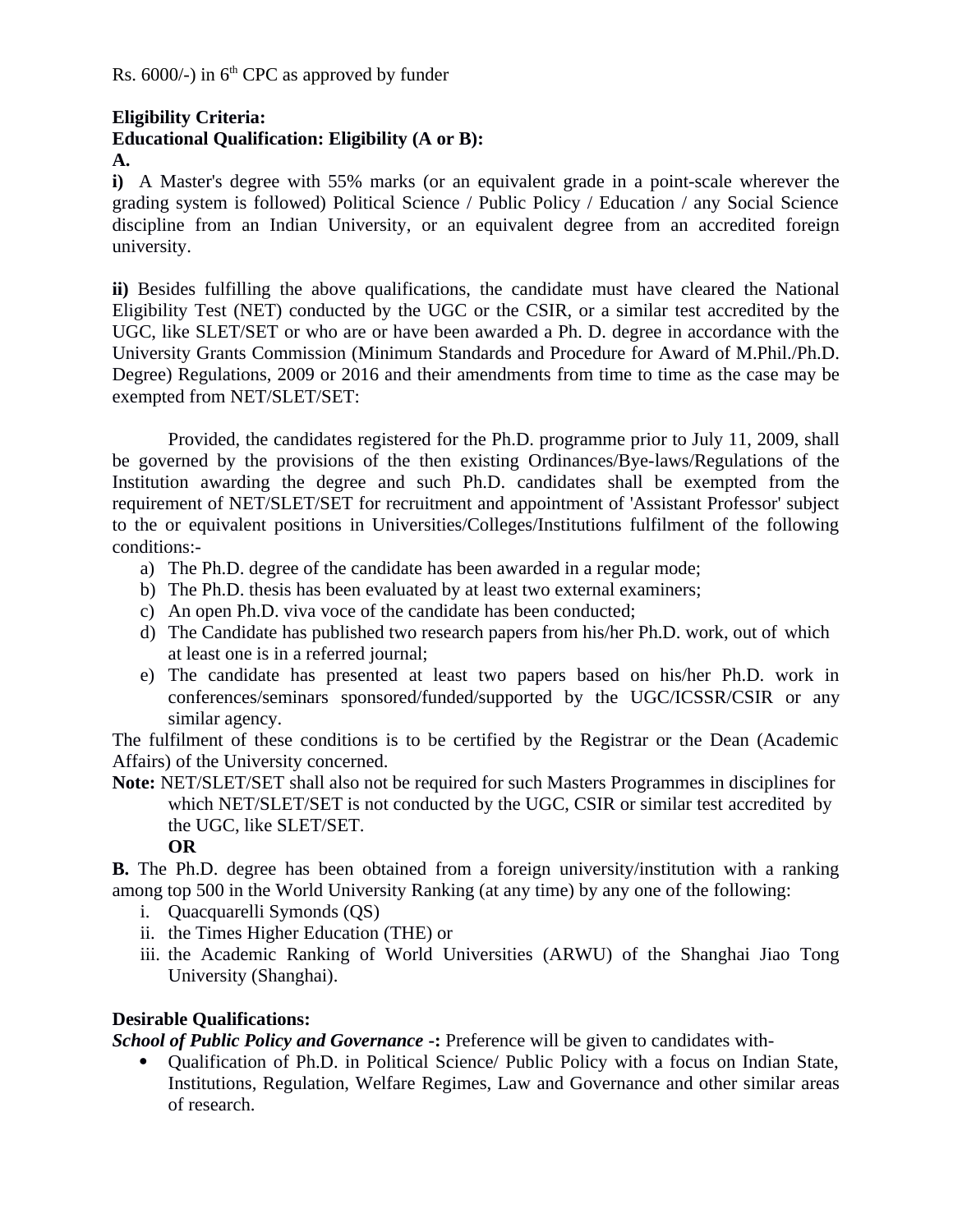Rs. 6000/-) in 6th CPC as approved by funder

**Eligibility Criteria:**

**Educational Qualification: Eligibility (A or B):**

**A.**

**i)** A Master's degree with 55% marks (or an equivalent grade in a point-scale wherever the grading system is followed) Political Science / Public Policy / Education / any Social Science discipline from an Indian University, or an equivalent degree from an accredited foreign university.

**ii)** Besides fulfilling the above qualifications, the candidate must have cleared the National Eligibility Test (NET) conducted by the UGC or the CSIR, or a similar test accredited by the UGC, like SLET/SET or who are or have been awarded a Ph. D. degree in accordance with the University Grants Commission (Minimum Standards and Procedure for Award of M.Phil./Ph.D. Degree) Regulations, 2009 or 2016 and their amendments from time to time as the case may be exempted from NET/SLET/SET:

Provided, the candidates registered for the Ph.D. programme prior to July 11, 2009, shall be governed by the provisions of the then existing Ordinances/Bye-laws/Regulations of the Institution awarding the degree and such Ph.D. candidates shall be exempted from the requirement of NET/SLET/SET for recruitment and appointment of 'Assistant Professor' subject to the or equivalent positions in Universities/Colleges/Institutions fulfilment of the following conditions:-

a) The Ph.D. degree of the candidate has been awarded in a regular mode;
b) The Ph.D. thesis has been evaluated by at least two external examiners;
c) An open Ph.D. viva voce of the candidate has been conducted;
d) The Candidate has published two research papers from his/her Ph.D. work, out of which at least one is in a referred journal;
e) The candidate has presented at least two papers based on his/her Ph.D. work in conferences/seminars sponsored/funded/supported by the UGC/ICSSR/CSIR or any similar agency.

The fulfilment of these conditions is to be certified by the Registrar or the Dean (Academic Affairs) of the University concerned.

**Note:** NET/SLET/SET shall also not be required for such Masters Programmes in disciplines for which NET/SLET/SET is not conducted by the UGC, CSIR or similar test accredited by the UGC, like SLET/SET.

**OR**

**B.** The Ph.D. degree has been obtained from a foreign university/institution with a ranking among top 500 in the World University Ranking (at any time) by any one of the following:

i. Quacquarelli Symonds (QS)
ii. the Times Higher Education (THE) or
iii. the Academic Ranking of World Universities (ARWU) of the Shanghai Jiao Tong University (Shanghai).

**Desirable Qualifications:**

***School of Public Policy and Governance* -:** Preference will be given to candidates with-

- Qualification of Ph.D. in Political Science/ Public Policy with a focus on Indian State, Institutions, Regulation, Welfare Regimes, Law and Governance and other similar areas of research.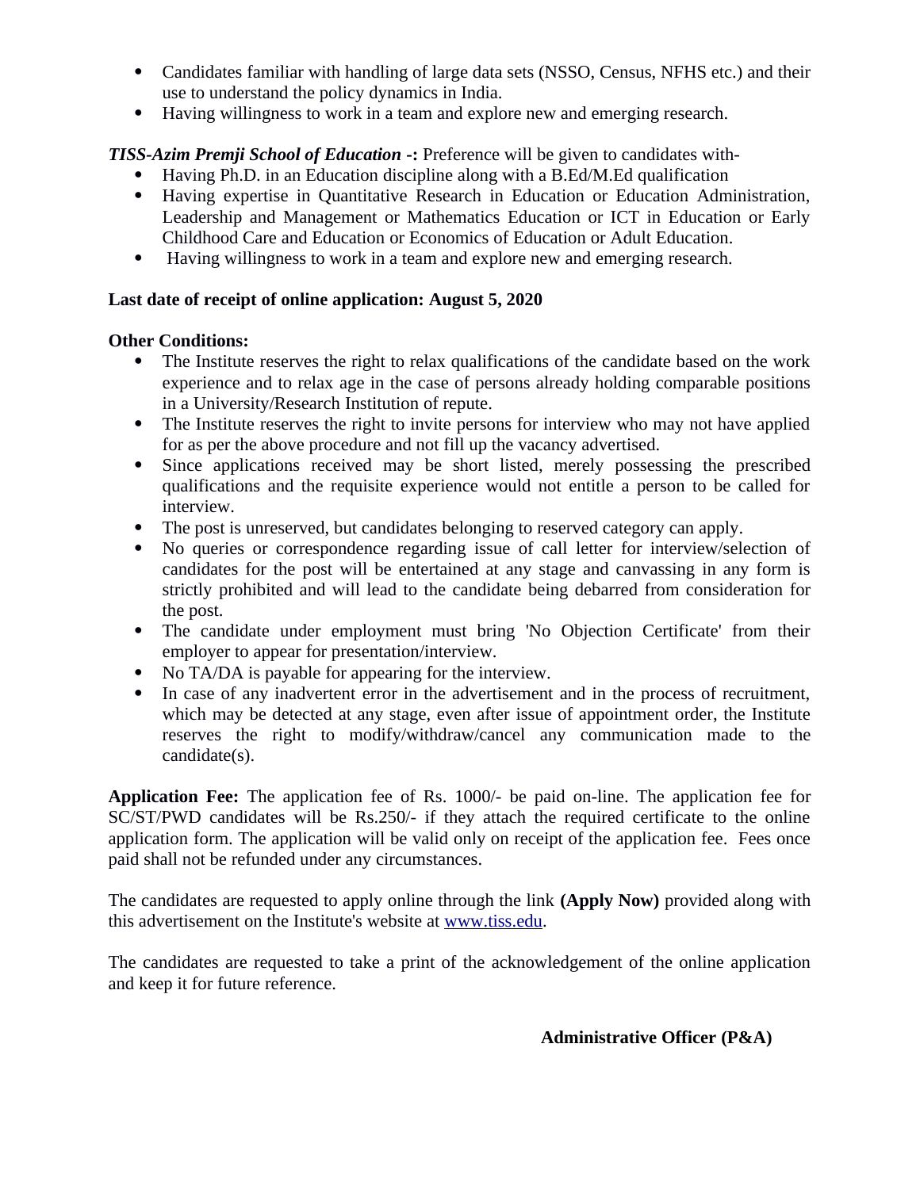- Candidates familiar with handling of large data sets (NSSO, Census, NFHS etc.) and their use to understand the policy dynamics in India.
- Having willingness to work in a team and explore new and emerging research.

***TISS-Azim Premji School of Education* -:** Preference will be given to candidates with-

- Having Ph.D. in an Education discipline along with a B.Ed/M.Ed qualification
- Having expertise in Quantitative Research in Education or Education Administration, Leadership and Management or Mathematics Education or ICT in Education or Early Childhood Care and Education or Economics of Education or Adult Education.
- Having willingness to work in a team and explore new and emerging research.

**Last date of receipt of online application: August 5, 2020**

**Other Conditions:**

- The Institute reserves the right to relax qualifications of the candidate based on the work experience and to relax age in the case of persons already holding comparable positions in a University/Research Institution of repute.
- The Institute reserves the right to invite persons for interview who may not have applied for as per the above procedure and not fill up the vacancy advertised.
- Since applications received may be short listed, merely possessing the prescribed qualifications and the requisite experience would not entitle a person to be called for interview.
- The post is unreserved, but candidates belonging to reserved category can apply.
- No queries or correspondence regarding issue of call letter for interview/selection of candidates for the post will be entertained at any stage and canvassing in any form is strictly prohibited and will lead to the candidate being debarred from consideration for the post.
- The candidate under employment must bring 'No Objection Certificate' from their employer to appear for presentation/interview.
- No TA/DA is payable for appearing for the interview.
- In case of any inadvertent error in the advertisement and in the process of recruitment, which may be detected at any stage, even after issue of appointment order, the Institute reserves the right to modify/withdraw/cancel any communication made to the candidate(s).

**Application Fee:** The application fee of Rs. 1000/- be paid on-line. The application fee for SC/ST/PWD candidates will be Rs.250/- if they attach the required certificate to the online application form. The application will be valid only on receipt of the application fee. Fees once paid shall not be refunded under any circumstances.

The candidates are requested to apply online through the link **(Apply Now)** provided along with this advertisement on the Institute's website at www.tiss.edu.

The candidates are requested to take a print of the acknowledgement of the online application and keep it for future reference.

**Administrative Officer (P&A)**